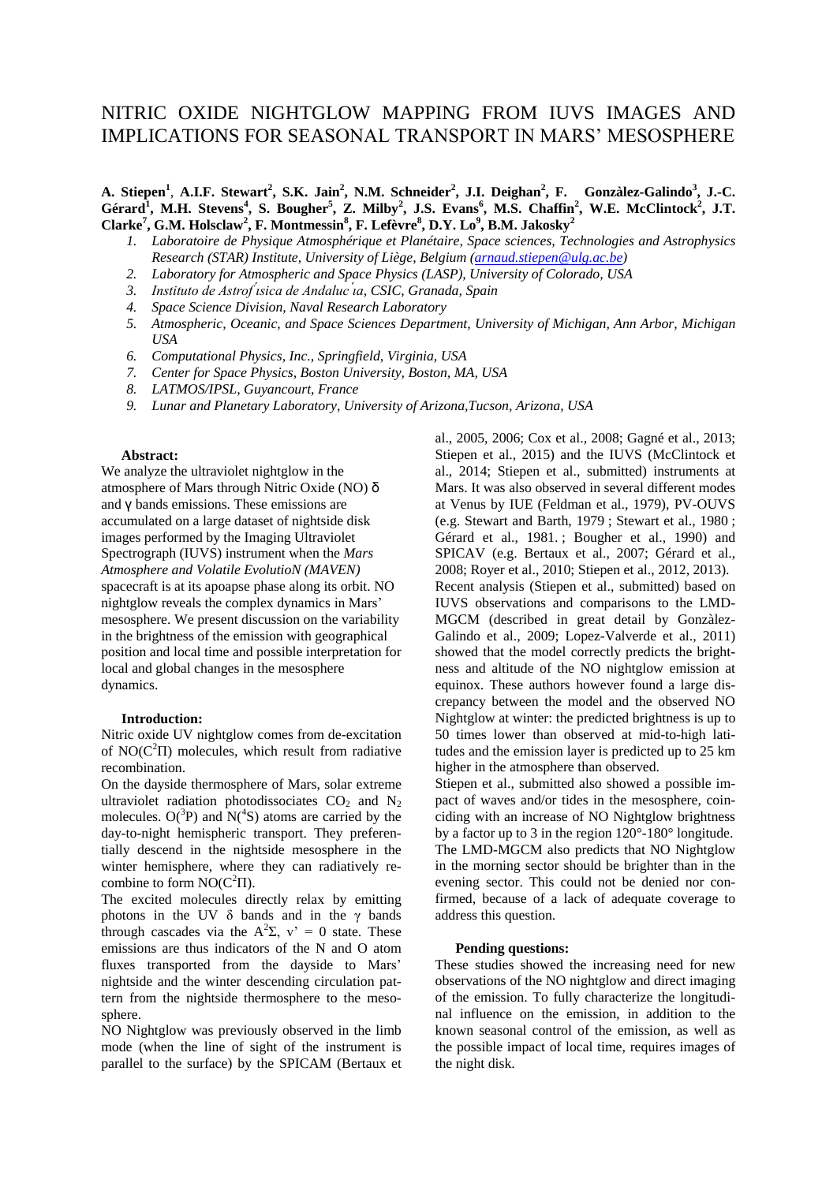# NITRIC OXIDE NIGHTGLOW MAPPING FROM IUVS IMAGES AND IMPLICATIONS FOR SEASONAL TRANSPORT IN MARS' MESOSPHERE

**A. Stiepen[1], A.I.F. Stewart[2], S.K. Jain[2], N.M. Schneider[2], J.I. Deighan[2], F. Gonzàlez-Galindo[3], J.-C. Gérard[1], M.H. Stevens[4], S. Bougher[5], Z. Milby[2], J.S. Evans[6], M.S. Chaffin[2], W.E. McClintock[2], J.T. Clarke[7], G.M. Holsclaw[2], F. Montmessin[8], F. Lefèvre[8], D.Y. Lo[9], B.M. Jakosky[2]**

1. *Laboratoire de Physique Atmosphérique et Planétaire, Space sciences, Technologies and Astrophysics Research (STAR) Institute, University of Liège, Belgium (arnaud.stiepen@ulg.ac.be)*
2. *Laboratory for Atmospheric and Space Physics (LASP), University of Colorado, USA*
3. *Instituto de Astrofísica de Andalucía, CSIC, Granada, Spain*
4. *Space Science Division, Naval Research Laboratory*
5. *Atmospheric, Oceanic, and Space Sciences Department, University of Michigan, Ann Arbor, Michigan USA*
6. *Computational Physics, Inc., Springfield, Virginia, USA*
7. *Center for Space Physics, Boston University, Boston, MA, USA*
8. *LATMOS/IPSL, Guyancourt, France*
9. *Lunar and Planetary Laboratory, University of Arizona,Tucson, Arizona, USA*

**Abstract:**
We analyze the ultraviolet nightglow in the atmosphere of Mars through Nitric Oxide (NO) δ and γ bands emissions. These emissions are accumulated on a large dataset of nightside disk images performed by the Imaging Ultraviolet Spectrograph (IUVS) instrument when the *Mars Atmosphere and Volatile EvolutioN (MAVEN)* spacecraft is at its apoapse phase along its orbit. NO nightglow reveals the complex dynamics in Mars' mesosphere. We present discussion on the variability in the brightness of the emission with geographical position and local time and possible interpretation for local and global changes in the mesosphere dynamics.

**Introduction:**
Nitric oxide UV nightglow comes from de-excitation of $NO(C^2\Pi)$ molecules, which result from radiative recombination.
On the dayside thermosphere of Mars, solar extreme ultraviolet radiation photodissociates $CO_2$ and $N_2$ molecules. $O(^3P)$ and $N(^4S)$ atoms are carried by the day-to-night hemispheric transport. They preferentially descend in the nightside mesosphere in the winter hemisphere, where they can radiatively recombine to form $NO(C^2\Pi)$.
The excited molecules directly relax by emitting photons in the UV δ bands and in the γ bands through cascades via the $A^2\Sigma$, v' = 0 state. These emissions are thus indicators of the N and O atom fluxes transported from the dayside to Mars' nightside and the winter descending circulation pattern from the nightside thermosphere to the mesosphere.
NO Nightglow was previously observed in the limb mode (when the line of sight of the instrument is parallel to the surface) by the SPICAM (Bertaux et al., 2005, 2006; Cox et al., 2008; Gagné et al., 2013; Stiepen et al., 2015) and the IUVS (McClintock et al., 2014; Stiepen et al., submitted) instruments at Mars. It was also observed in several different modes at Venus by IUE (Feldman et al., 1979), PV-OUVS (e.g. Stewart and Barth, 1979 ; Stewart et al., 1980 ; Gérard et al., 1981. ; Bougher et al., 1990) and SPICAV (e.g. Bertaux et al., 2007; Gérard et al., 2008; Royer et al., 2010; Stiepen et al., 2012, 2013).
Recent analysis (Stiepen et al., submitted) based on IUVS observations and comparisons to the LMD-MGCM (described in great detail by Gonzàlez-Galindo et al., 2009; Lopez-Valverde et al., 2011) showed that the model correctly predicts the brightness and altitude of the NO nightglow emission at equinox. These authors however found a large discrepancy between the model and the observed NO Nightglow at winter: the predicted brightness is up to 50 times lower than observed at mid-to-high latitudes and the emission layer is predicted up to 25 km higher in the atmosphere than observed.
Stiepen et al., submitted also showed a possible impact of waves and/or tides in the mesosphere, coinciding with an increase of NO Nightglow brightness by a factor up to 3 in the region 120°-180° longitude. The LMD-MGCM also predicts that NO Nightglow in the morning sector should be brighter than in the evening sector. This could not be denied nor confirmed, because of a lack of adequate coverage to address this question.

**Pending questions:**
These studies showed the increasing need for new observations of the NO nightglow and direct imaging of the emission. To fully characterize the longitudinal influence on the emission, in addition to the known seasonal control of the emission, as well as the possible impact of local time, requires images of the night disk.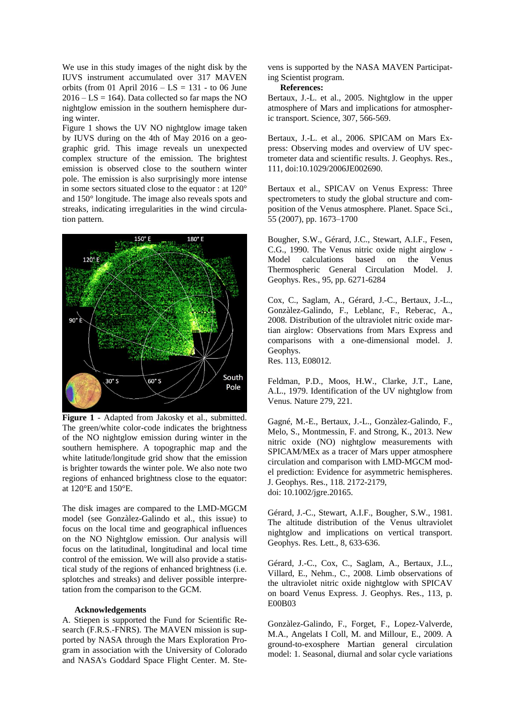We use in this study images of the night disk by the IUVS instrument accumulated over 317 MAVEN orbits (from 01 April 2016 – LS = 131 - to 06 June 2016 – LS = 164). Data collected so far maps the NO nightglow emission in the southern hemisphere during winter.

Figure 1 shows the UV NO nightglow image taken by IUVS during on the 4th of May 2016 on a geographic grid. This image reveals un unexpected complex structure of the emission. The brightest emission is observed close to the southern winter pole. The emission is also surprisingly more intense in some sectors situated close to the equator : at 120° and 150° longitude. The image also reveals spots and streaks, indicating irregularities in the wind circulation pattern.

**Figure 1** - Adapted from Jakosky et al., submitted. The green/white color-code indicates the brightness of the NO nightglow emission during winter in the southern hemisphere. A topographic map and the white latitude/longitude grid show that the emission is brighter towards the winter pole. We also note two regions of enhanced brightness close to the equator: at 120°E and 150°E.

The disk images are compared to the LMD-MGCM model (see Gonzàlez-Galindo et al., this issue) to focus on the local time and geographical influences on the NO Nightglow emission. Our analysis will focus on the latitudinal, longitudinal and local time control of the emission. We will also provide a statistical study of the regions of enhanced brightness (i.e. splotches and streaks) and deliver possible interpretation from the comparison to the GCM.

**Acknowledgements**

A. Stiepen is supported the Fund for Scientific Research (F.R.S.-FNRS). The MAVEN mission is supported by NASA through the Mars Exploration Program in association with the University of Colorado and NASA's Goddard Space Flight Center. M. Stevens is supported by the NASA MAVEN Participating Scientist program.

**References:**

Bertaux, J.-L. et al., 2005. Nightglow in the upper atmosphere of Mars and implications for atmospheric transport. Science, 307, 566-569.

Bertaux, J.-L. et al., 2006. SPICAM on Mars Express: Observing modes and overview of UV spectrometer data and scientific results. J. Geophys. Res., 111, doi:10.1029/2006JE002690.

Bertaux et al., SPICAV on Venus Express: Three spectrometers to study the global structure and composition of the Venus atmosphere. Planet. Space Sci., 55 (2007), pp. 1673–1700

Bougher, S.W., Gérard, J.C., Stewart, A.I.F., Fesen, C.G., 1990. The Venus nitric oxide night airglow - Model calculations based on the Venus Thermospheric General Circulation Model. J. Geophys. Res., 95, pp. 6271-6284

Cox, C., Saglam, A., Gérard, J.-C., Bertaux, J.-L., Gonzàlez-Galindo, F., Leblanc, F., Reberac, A., 2008. Distribution of the ultraviolet nitric oxide martian airglow: Observations from Mars Express and comparisons with a one-dimensional model. J. Geophys.
Res. 113, E08012.

Feldman, P.D., Moos, H.W., Clarke, J.T., Lane, A.L., 1979. Identification of the UV nightglow from Venus. Nature 279, 221.

Gagné, M.-E., Bertaux, J.-L., Gonzàlez-Galindo, F., Melo, S., Montmessin, F. and Strong, K., 2013. New nitric oxide (NO) nightglow measurements with SPICAM/MEx as a tracer of Mars upper atmosphere circulation and comparison with LMD-MGCM model prediction: Evidence for asymmetric hemispheres. J. Geophys. Res., 118. 2172-2179,
doi: 10.1002/jgre.20165.

Gérard, J.-C., Stewart, A.I.F., Bougher, S.W., 1981. The altitude distribution of the Venus ultraviolet nightglow and implications on vertical transport. Geophys. Res. Lett., 8, 633-636.

Gérard, J.-C., Cox, C., Saglam, A., Bertaux, J.L., Villard, E., Nehm., C., 2008. Limb observations of the ultraviolet nitric oxide nightglow with SPICAV on board Venus Express. J. Geophys. Res., 113, p. E00B03

Gonzàlez-Galindo, F., Forget, F., Lopez-Valverde, M.A., Angelats I Coll, M. and Millour, E., 2009. A ground-to-exosphere Martian general circulation model: 1. Seasonal, diurnal and solar cycle variations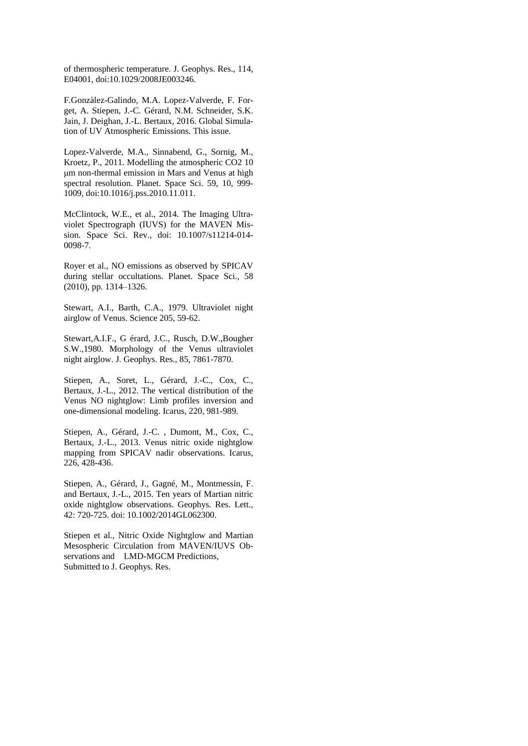of thermospheric temperature. J. Geophys. Res., 114, E04001, doi:10.1029/2008JE003246.

F.Gonzàlez-Galindo, M.A. Lopez-Valverde, F. Forget, A. Stiepen, J.-C. Gérard, N.M. Schneider, S.K. Jain, J. Deighan, J.-L. Bertaux, 2016. Global Simulation of UV Atmospheric Emissions. This issue.

Lopez-Valverde, M.A., Sinnabend, G., Sornig, M., Kroetz, P., 2011. Modelling the atmospheric CO2 10 μm non-thermal emission in Mars and Venus at high spectral resolution. Planet. Space Sci. 59, 10, 999-1009, doi:10.1016/j.pss.2010.11.011.

McClintock, W.E., et al., 2014. The Imaging Ultraviolet Spectrograph (IUVS) for the MAVEN Mission. Space Sci. Rev., doi: 10.1007/s11214-014-0098-7.

Royer et al., NO emissions as observed by SPICAV during stellar occultations. Planet. Space Sci., 58 (2010), pp. 1314–1326.

Stewart, A.I., Barth, C.A., 1979. Ultraviolet night airglow of Venus. Science 205, 59-62.

Stewart,A.I.F., G érard, J.C., Rusch, D.W.,Bougher S.W.,1980. Morphology of the Venus ultraviolet night airglow. J. Geophys. Res., 85, 7861-7870.

Stiepen, A., Soret, L., Gérard, J.-C., Cox, C., Bertaux, J.-L., 2012. The vertical distribution of the Venus NO nightglow: Limb profiles inversion and one-dimensional modeling. Icarus, 220, 981-989.

Stiepen, A., Gérard, J.-C. , Dumont, M., Cox, C., Bertaux, J.-L., 2013. Venus nitric oxide nightglow mapping from SPICAV nadir observations. Icarus, 226, 428-436.

Stiepen, A., Gérard, J., Gagné, M., Montmessin, F. and Bertaux, J.-L., 2015. Ten years of Martian nitric oxide nightglow observations. Geophys. Res. Lett., 42: 720-725. doi: 10.1002/2014GL062300.

Stiepen et al., Nitric Oxide Nightglow and Martian Mesospheric Circulation from MAVEN/IUVS Observations and LMD-MGCM Predictions, Submitted to J. Geophys. Res.